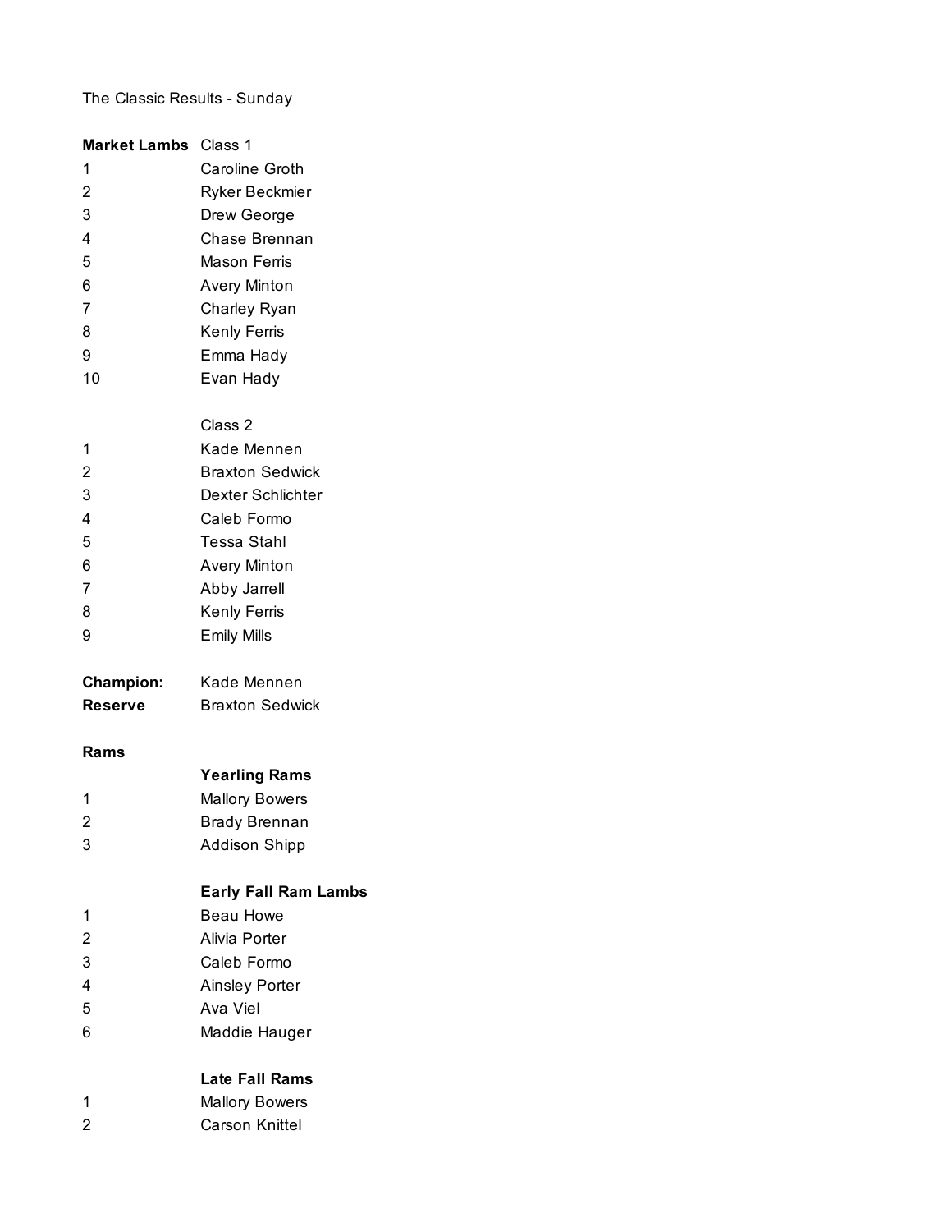The Classic Results - Sunday

**Market Lambs** Class 1

| | |
|---|---|
| 1 | Caroline Groth |
| 2 | Ryker Beckmier |
| 3 | Drew George |
| 4 | Chase Brennan |
| 5 | Mason Ferris |
| 6 | Avery Minton |
| 7 | Charley Ryan |
| 8 | Kenly Ferris |
| 9 | Emma Hady |
| 10 | Evan Hady |

Class 2

| | |
|---|---|
| 1 | Kade Mennen |
| 2 | Braxton Sedwick |
| 3 | Dexter Schlichter |
| 4 | Caleb Formo |
| 5 | Tessa Stahl |
| 6 | Avery Minton |
| 7 | Abby Jarrell |
| 8 | Kenly Ferris |
| 9 | Emily Mills |

**Champion:** Kade Mennen
**Reserve** Braxton Sedwick

**Rams**

**Yearling Rams**

| | |
|---|---|
| 1 | Mallory Bowers |
| 2 | Brady Brennan |
| 3 | Addison Shipp |

**Early Fall Ram Lambs**

| | |
|---|---|
| 1 | Beau Howe |
| 2 | Alivia Porter |
| 3 | Caleb Formo |
| 4 | Ainsley Porter |
| 5 | Ava Viel |
| 6 | Maddie Hauger |

**Late Fall Rams**

| | |
|---|---|
| 1 | Mallory Bowers |
| 2 | Carson Knittel |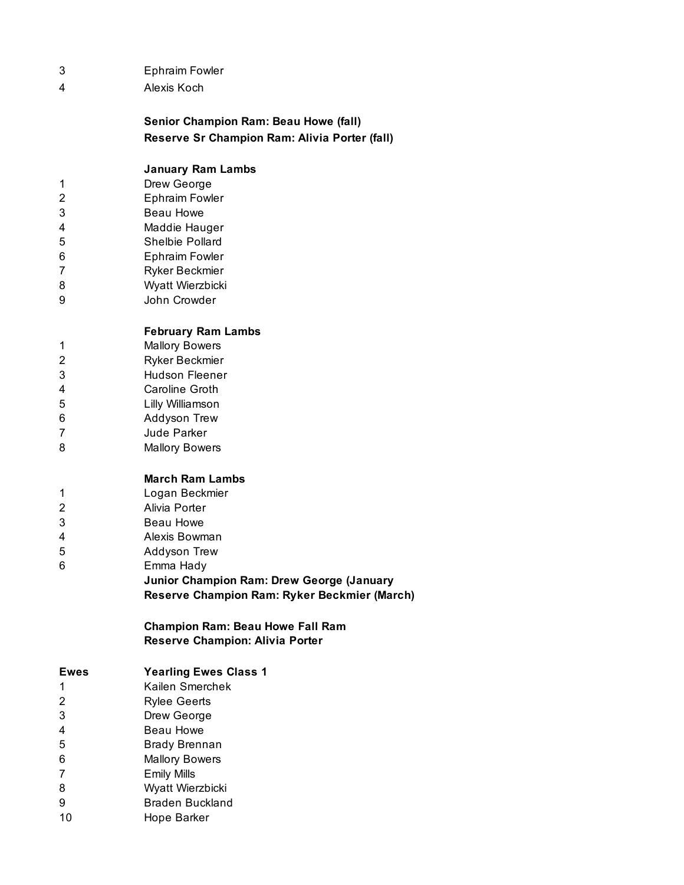| | |
|---|---|
| 3 | Ephraim Fowler |
| 4 | Alexis Koch |

**Senior Champion Ram: Beau Howe (fall)**
**Reserve Sr Champion Ram: Alivia Porter (fall)**

| | **January Ram Lambs** |
|---|---|
| 1 | Drew George |
| 2 | Ephraim Fowler |
| 3 | Beau Howe |
| 4 | Maddie Hauger |
| 5 | Shelbie Pollard |
| 6 | Ephraim Fowler |
| 7 | Ryker Beckmier |
| 8 | Wyatt Wierzbicki |
| 9 | John Crowder |

| | **February Ram Lambs** |
|---|---|
| 1 | Mallory Bowers |
| 2 | Ryker Beckmier |
| 3 | Hudson Fleener |
| 4 | Caroline Groth |
| 5 | Lilly Williamson |
| 6 | Addyson Trew |
| 7 | Jude Parker |
| 8 | Mallory Bowers |

| | **March Ram Lambs** |
|---|---|
| 1 | Logan Beckmier |
| 2 | Alivia Porter |
| 3 | Beau Howe |
| 4 | Alexis Bowman |
| 5 | Addyson Trew |
| 6 | Emma Hady |

**Junior Champion Ram: Drew George (January**
**Reserve Champion Ram: Ryker Beckmier (March)**

**Champion Ram: Beau Howe Fall Ram**
**Reserve Champion: Alivia Porter**

| **Ewes** | **Yearling Ewes Class 1** |
|---|---|
| 1 | Kailen Smerchek |
| 2 | Rylee Geerts |
| 3 | Drew George |
| 4 | Beau Howe |
| 5 | Brady Brennan |
| 6 | Mallory Bowers |
| 7 | Emily Mills |
| 8 | Wyatt Wierzbicki |
| 9 | Braden Buckland |
| 10 | Hope Barker |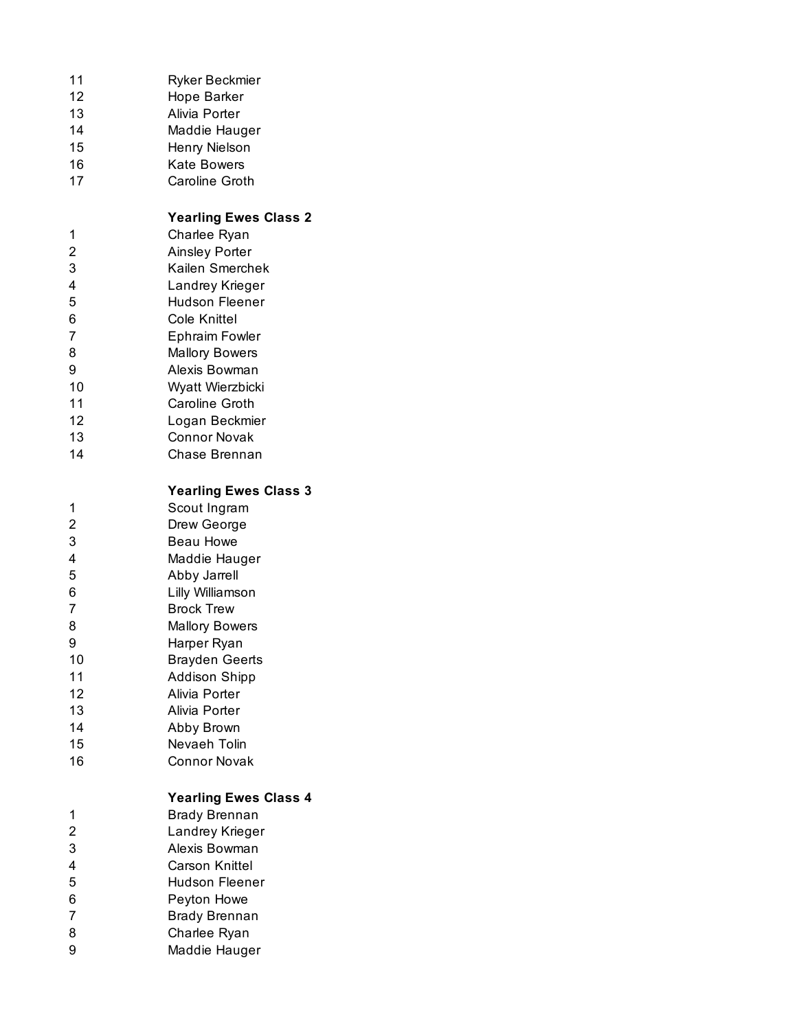| | |
|---|---|
| 11 | Ryker Beckmier |
| 12 | Hope Barker |
| 13 | Alivia Porter |
| 14 | Maddie Hauger |
| 15 | Henry Nielson |
| 16 | Kate Bowers |
| 17 | Caroline Groth |

**Yearling Ewes Class 2**

| | |
|---|---|
| 1 | Charlee Ryan |
| 2 | Ainsley Porter |
| 3 | Kailen Smerchek |
| 4 | Landrey Krieger |
| 5 | Hudson Fleener |
| 6 | Cole Knittel |
| 7 | Ephraim Fowler |
| 8 | Mallory Bowers |
| 9 | Alexis Bowman |
| 10 | Wyatt Wierzbicki |
| 11 | Caroline Groth |
| 12 | Logan Beckmier |
| 13 | Connor Novak |
| 14 | Chase Brennan |

**Yearling Ewes Class 3**

| | |
|---|---|
| 1 | Scout Ingram |
| 2 | Drew George |
| 3 | Beau Howe |
| 4 | Maddie Hauger |
| 5 | Abby Jarrell |
| 6 | Lilly Williamson |
| 7 | Brock Trew |
| 8 | Mallory Bowers |
| 9 | Harper Ryan |
| 10 | Brayden Geerts |
| 11 | Addison Shipp |
| 12 | Alivia Porter |
| 13 | Alivia Porter |
| 14 | Abby Brown |
| 15 | Nevaeh Tolin |
| 16 | Connor Novak |

**Yearling Ewes Class 4**

| | |
|---|---|
| 1 | Brady Brennan |
| 2 | Landrey Krieger |
| 3 | Alexis Bowman |
| 4 | Carson Knittel |
| 5 | Hudson Fleener |
| 6 | Peyton Howe |
| 7 | Brady Brennan |
| 8 | Charlee Ryan |
| 9 | Maddie Hauger |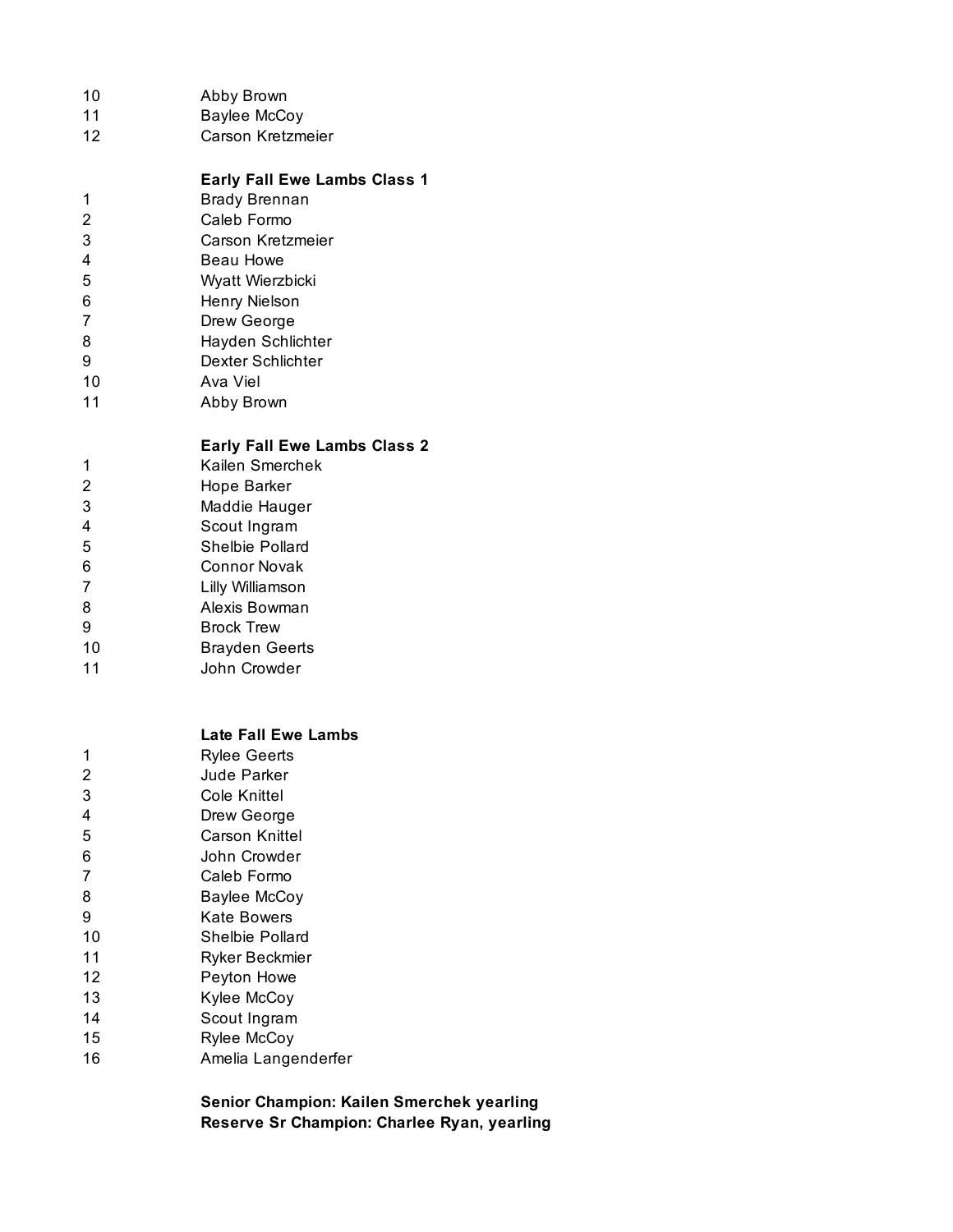| | |
|---|---|
| 10 | Abby Brown |
| 11 | Baylee McCoy |
| 12 | Carson Kretzmeier |

**Early Fall Ewe Lambs Class 1**

| | |
|---|---|
| 1 | Brady Brennan |
| 2 | Caleb Formo |
| 3 | Carson Kretzmeier |
| 4 | Beau Howe |
| 5 | Wyatt Wierzbicki |
| 6 | Henry Nielson |
| 7 | Drew George |
| 8 | Hayden Schlichter |
| 9 | Dexter Schlichter |
| 10 | Ava Viel |
| 11 | Abby Brown |

**Early Fall Ewe Lambs Class 2**

| | |
|---|---|
| 1 | Kailen Smerchek |
| 2 | Hope Barker |
| 3 | Maddie Hauger |
| 4 | Scout Ingram |
| 5 | Shelbie Pollard |
| 6 | Connor Novak |
| 7 | Lilly Williamson |
| 8 | Alexis Bowman |
| 9 | Brock Trew |
| 10 | Brayden Geerts |
| 11 | John Crowder |

**Late Fall Ewe Lambs**

| | |
|---|---|
| 1 | Rylee Geerts |
| 2 | Jude Parker |
| 3 | Cole Knittel |
| 4 | Drew George |
| 5 | Carson Knittel |
| 6 | John Crowder |
| 7 | Caleb Formo |
| 8 | Baylee McCoy |
| 9 | Kate Bowers |
| 10 | Shelbie Pollard |
| 11 | Ryker Beckmier |
| 12 | Peyton Howe |
| 13 | Kylee McCoy |
| 14 | Scout Ingram |
| 15 | Rylee McCoy |
| 16 | Amelia Langenderfer |

**Senior Champion: Kailen Smerchek yearling**
**Reserve Sr Champion: Charlee Ryan, yearling**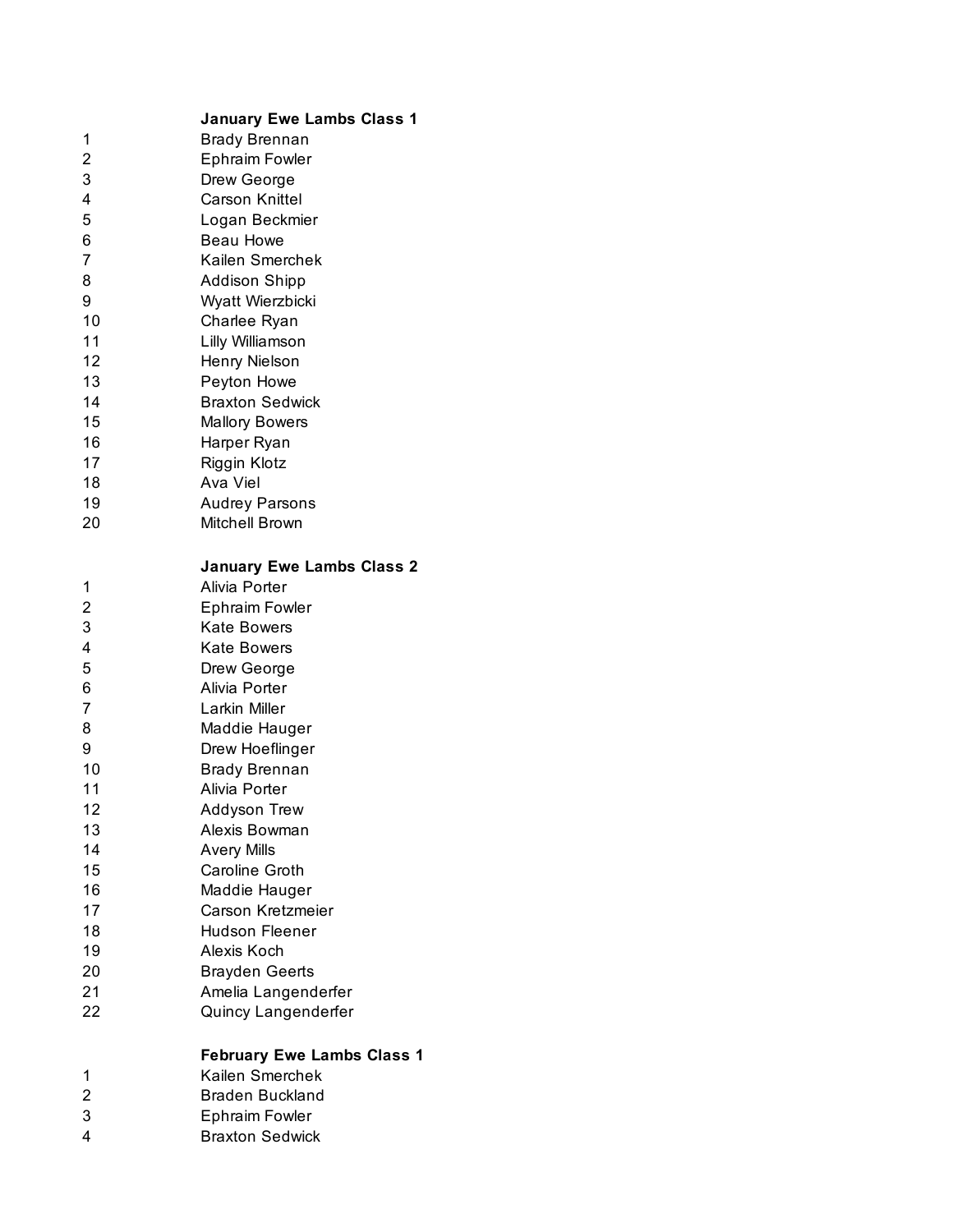**January Ewe Lambs Class 1**

| | |
|---|---|
| 1 | Brady Brennan |
| 2 | Ephraim Fowler |
| 3 | Drew George |
| 4 | Carson Knittel |
| 5 | Logan Beckmier |
| 6 | Beau Howe |
| 7 | Kailen Smerchek |
| 8 | Addison Shipp |
| 9 | Wyatt Wierzbicki |
| 10 | Charlee Ryan |
| 11 | Lilly Williamson |
| 12 | Henry Nielson |
| 13 | Peyton Howe |
| 14 | Braxton Sedwick |
| 15 | Mallory Bowers |
| 16 | Harper Ryan |
| 17 | Riggin Klotz |
| 18 | Ava Viel |
| 19 | Audrey Parsons |
| 20 | Mitchell Brown |

**January Ewe Lambs Class 2**

| | |
|---|---|
| 1 | Alivia Porter |
| 2 | Ephraim Fowler |
| 3 | Kate Bowers |
| 4 | Kate Bowers |
| 5 | Drew George |
| 6 | Alivia Porter |
| 7 | Larkin Miller |
| 8 | Maddie Hauger |
| 9 | Drew Hoeflinger |
| 10 | Brady Brennan |
| 11 | Alivia Porter |
| 12 | Addyson Trew |
| 13 | Alexis Bowman |
| 14 | Avery Mills |
| 15 | Caroline Groth |
| 16 | Maddie Hauger |
| 17 | Carson Kretzmeier |
| 18 | Hudson Fleener |
| 19 | Alexis Koch |
| 20 | Brayden Geerts |
| 21 | Amelia Langenderfer |
| 22 | Quincy Langenderfer |

**February Ewe Lambs Class 1**

| | |
|---|---|
| 1 | Kailen Smerchek |
| 2 | Braden Buckland |
| 3 | Ephraim Fowler |
| 4 | Braxton Sedwick |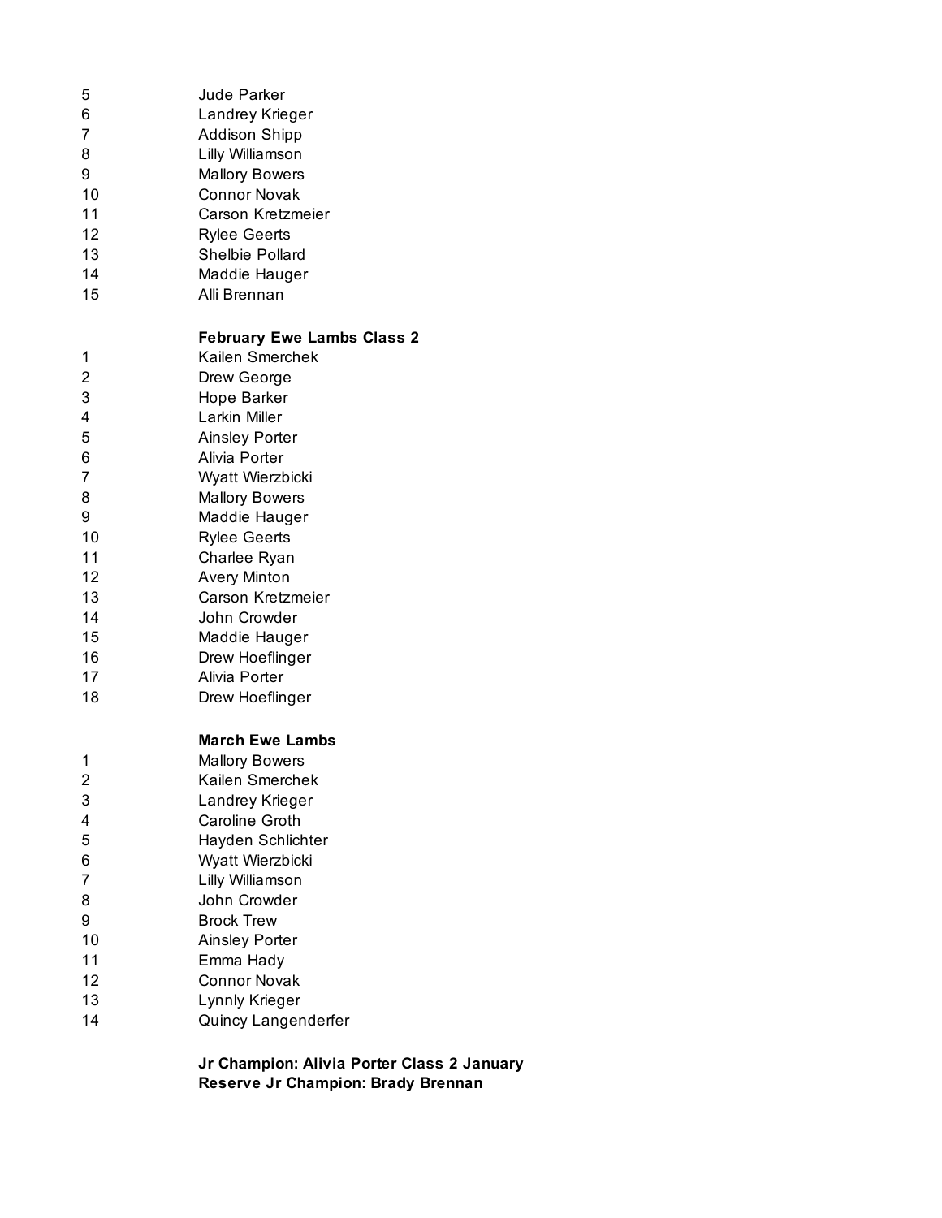5 Jude Parker
6 Landrey Krieger
7 Addison Shipp
8 Lilly Williamson
9 Mallory Bowers
10 Connor Novak
11 Carson Kretzmeier
12 Rylee Geerts
13 Shelbie Pollard
14 Maddie Hauger
15 Alli Brennan

**February Ewe Lambs Class 2**

1 Kailen Smerchek
2 Drew George
3 Hope Barker
4 Larkin Miller
5 Ainsley Porter
6 Alivia Porter
7 Wyatt Wierzbicki
8 Mallory Bowers
9 Maddie Hauger
10 Rylee Geerts
11 Charlee Ryan
12 Avery Minton
13 Carson Kretzmeier
14 John Crowder
15 Maddie Hauger
16 Drew Hoeflinger
17 Alivia Porter
18 Drew Hoeflinger

**March Ewe Lambs**

1 Mallory Bowers
2 Kailen Smerchek
3 Landrey Krieger
4 Caroline Groth
5 Hayden Schlichter
6 Wyatt Wierzbicki
7 Lilly Williamson
8 John Crowder
9 Brock Trew
10 Ainsley Porter
11 Emma Hady
12 Connor Novak
13 Lynnly Krieger
14 Quincy Langenderfer

**Jr Champion: Alivia Porter Class 2 January**
**Reserve Jr Champion: Brady Brennan**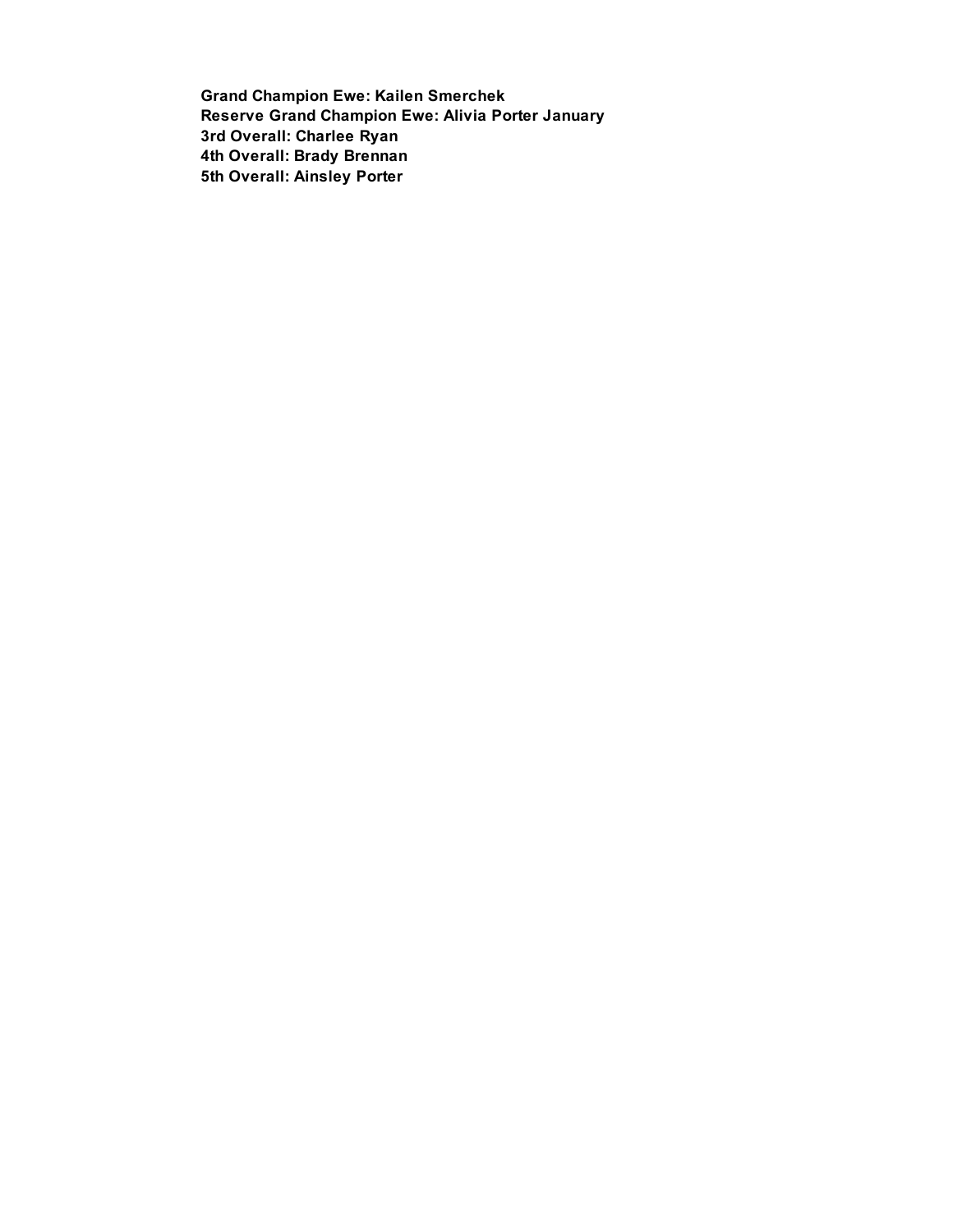**Grand Champion Ewe: Kailen Smerchek**
**Reserve Grand Champion Ewe: Alivia Porter January**
**3rd Overall: Charlee Ryan**
**4th Overall: Brady Brennan**
**5th Overall: Ainsley Porter**